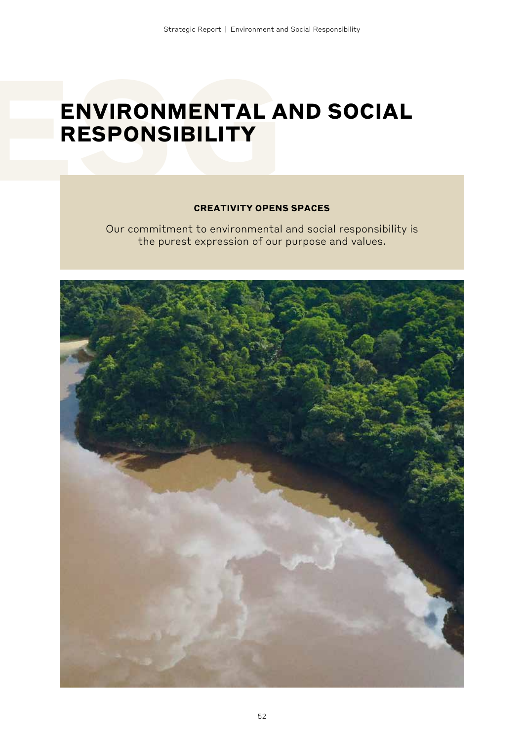# ENVIRONMENTAL AND SOCIAL RESPONSIBILITY

**CREATIVITY OPENS SPACES**

Our commitment to environmental and social responsibility is the purest expression of our purpose and values.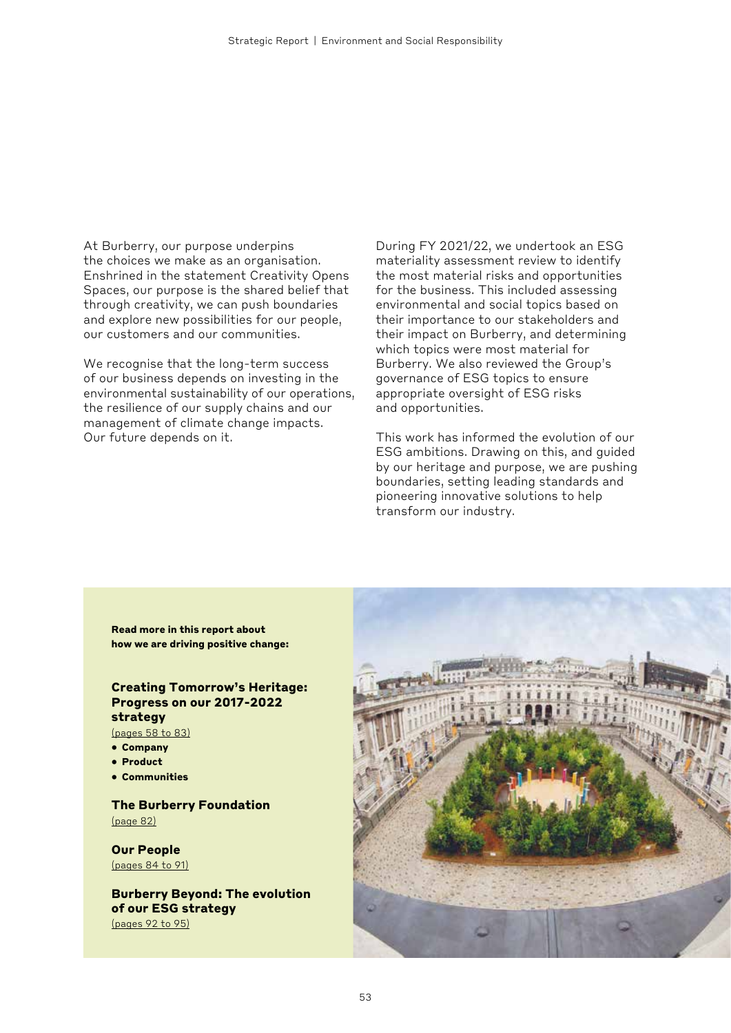At Burberry, our purpose underpins the choices we make as an organisation. Enshrined in the statement Creativity Opens Spaces, our purpose is the shared belief that through creativity, we can push boundaries and explore new possibilities for our people, our customers and our communities.

We recognise that the long-term success of our business depends on investing in the environmental sustainability of our operations, the resilience of our supply chains and our management of climate change impacts. Our future depends on it.

During FY 2021/22, we undertook an ESG materiality assessment review to identify the most material risks and opportunities for the business. This included assessing environmental and social topics based on their importance to our stakeholders and their impact on Burberry, and determining which topics were most material for Burberry. We also reviewed the Group's governance of ESG topics to ensure appropriate oversight of ESG risks and opportunities.

This work has informed the evolution of our ESG ambitions. Drawing on this, and guided by our heritage and purpose, we are pushing boundaries, setting leading standards and pioneering innovative solutions to help transform our industry.

**Read more in this report about how we are driving positive change:**

**Creating Tomorrow's Heritage: Progress on our 2017-2022 strategy**
(pages 58 to 83)

- **Company**
- **Product**
- **Communities**

**The Burberry Foundation**
(page 82)

**Our People**
(pages 84 to 91)

**Burberry Beyond: The evolution of our ESG strategy**
(pages 92 to 95)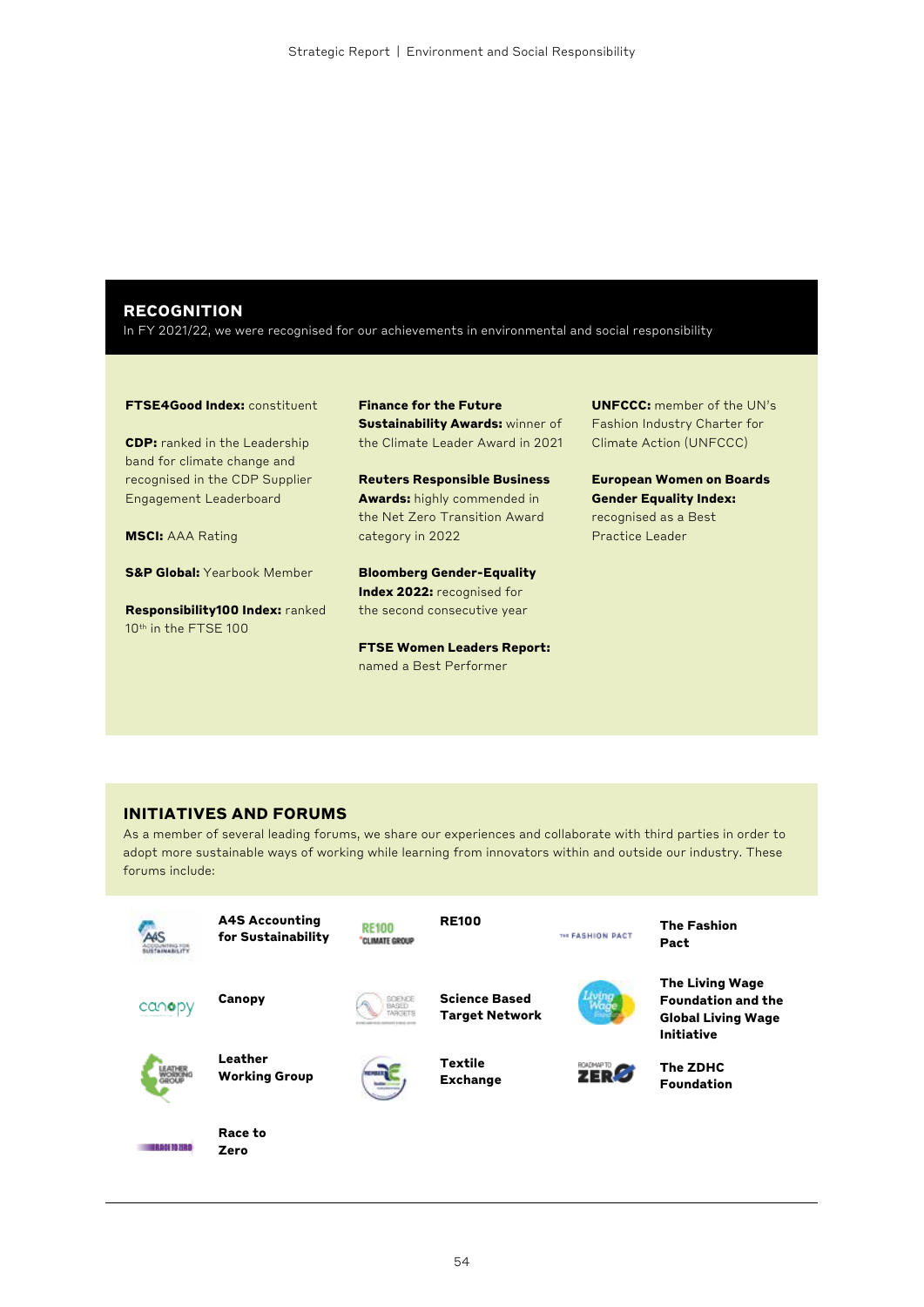## RECOGNITION

In FY 2021/22, we were recognised for our achievements in environmental and social responsibility

**FTSE4Good Index:** constituent

**CDP:** ranked in the Leadership band for climate change and recognised in the CDP Supplier Engagement Leaderboard

**MSCI:** AAA Rating

**S&P Global:** Yearbook Member

**Responsibility100 Index:** ranked 10th in the FTSE 100

**Finance for the Future Sustainability Awards:** winner of the Climate Leader Award in 2021

**Reuters Responsible Business Awards:** highly commended in the Net Zero Transition Award category in 2022

**Bloomberg Gender-Equality Index 2022:** recognised for the second consecutive year

**FTSE Women Leaders Report:** named a Best Performer

**UNFCCC:** member of the UN's Fashion Industry Charter for Climate Action (UNFCCC)

**European Women on Boards Gender Equality Index:** recognised as a Best Practice Leader

## INITIATIVES AND FORUMS

As a member of several leading forums, we share our experiences and collaborate with third parties in order to adopt more sustainable ways of working while learning from innovators within and outside our industry. These forums include:

- **A4S Accounting for Sustainability**
- **RE100**
- **The Fashion Pact**
- **Canopy**
- **Science Based Target Network**
- **The Living Wage Foundation and the Global Living Wage Initiative**
- **Leather Working Group**
- **Textile Exchange**
- **The ZDHC Foundation**
- **Race to Zero**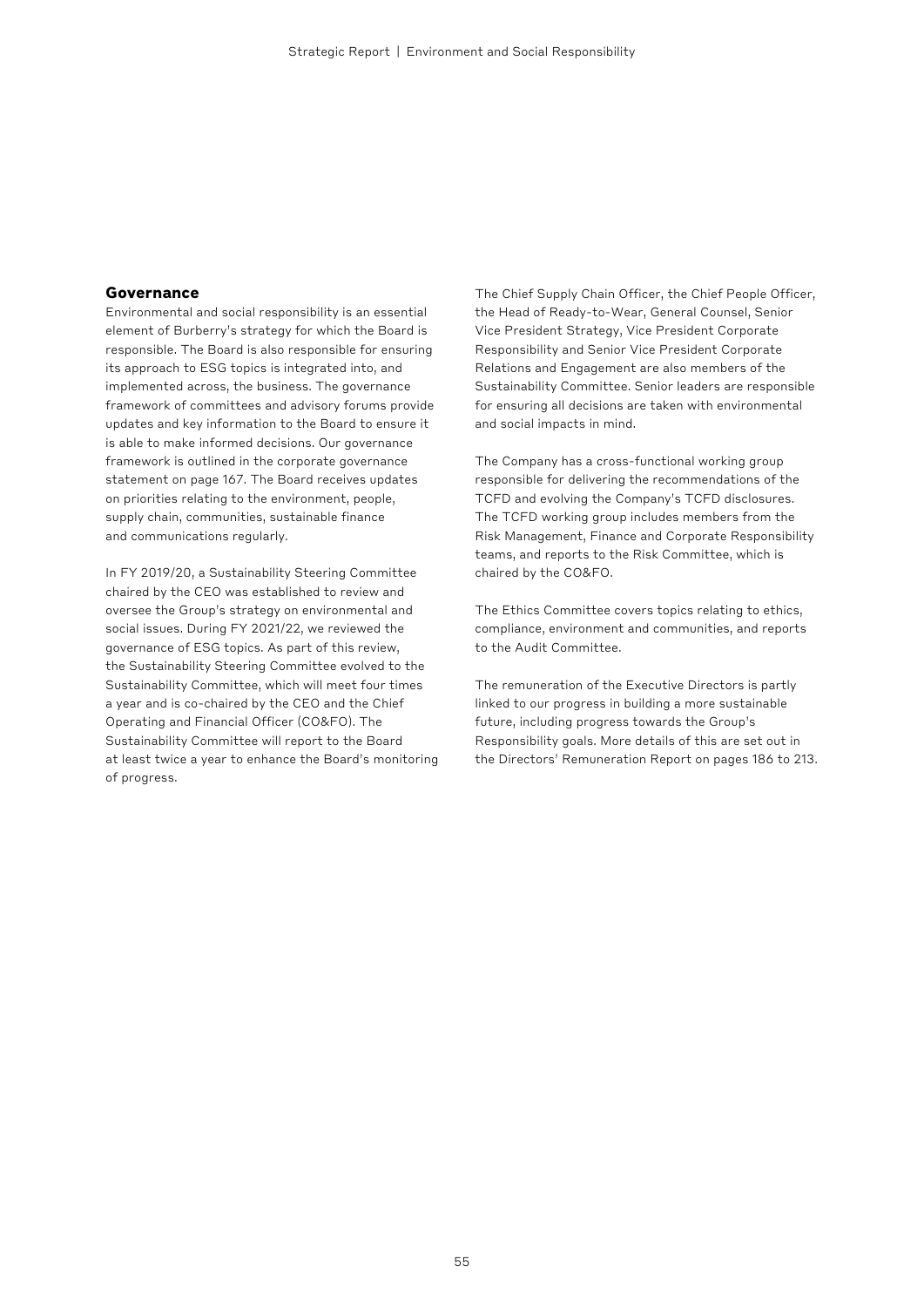## Governance

Environmental and social responsibility is an essential element of Burberry's strategy for which the Board is responsible. The Board is also responsible for ensuring its approach to ESG topics is integrated into, and implemented across, the business. The governance framework of committees and advisory forums provide updates and key information to the Board to ensure it is able to make informed decisions. Our governance framework is outlined in the corporate governance statement on page 167. The Board receives updates on priorities relating to the environment, people, supply chain, communities, sustainable finance and communications regularly.

In FY 2019/20, a Sustainability Steering Committee chaired by the CEO was established to review and oversee the Group's strategy on environmental and social issues. During FY 2021/22, we reviewed the governance of ESG topics. As part of this review, the Sustainability Steering Committee evolved to the Sustainability Committee, which will meet four times a year and is co-chaired by the CEO and the Chief Operating and Financial Officer (CO&FO). The Sustainability Committee will report to the Board at least twice a year to enhance the Board's monitoring of progress.

The Chief Supply Chain Officer, the Chief People Officer, the Head of Ready-to-Wear, General Counsel, Senior Vice President Strategy, Vice President Corporate Responsibility and Senior Vice President Corporate Relations and Engagement are also members of the Sustainability Committee. Senior leaders are responsible for ensuring all decisions are taken with environmental and social impacts in mind.

The Company has a cross-functional working group responsible for delivering the recommendations of the TCFD and evolving the Company's TCFD disclosures. The TCFD working group includes members from the Risk Management, Finance and Corporate Responsibility teams, and reports to the Risk Committee, which is chaired by the CO&FO.

The Ethics Committee covers topics relating to ethics, compliance, environment and communities, and reports to the Audit Committee.

The remuneration of the Executive Directors is partly linked to our progress in building a more sustainable future, including progress towards the Group's Responsibility goals. More details of this are set out in the Directors' Remuneration Report on pages 186 to 213.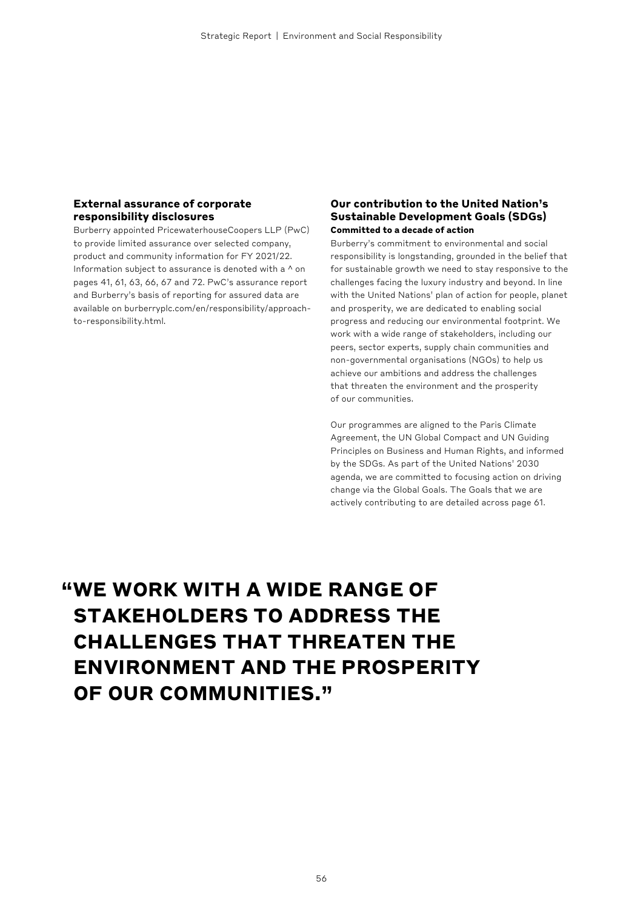### External assurance of corporate responsibility disclosures

Burberry appointed PricewaterhouseCoopers LLP (PwC) to provide limited assurance over selected company, product and community information for FY 2021/22. Information subject to assurance is denoted with a ^ on pages 41, 61, 63, 66, 67 and 72. PwC's assurance report and Burberry's basis of reporting for assured data are available on burberryplc.com/en/responsibility/approach-to-responsibility.html.

### Our contribution to the United Nation's Sustainable Development Goals (SDGs)

**Committed to a decade of action**

Burberry's commitment to environmental and social responsibility is longstanding, grounded in the belief that for sustainable growth we need to stay responsive to the challenges facing the luxury industry and beyond. In line with the United Nations' plan of action for people, planet and prosperity, we are dedicated to enabling social progress and reducing our environmental footprint. We work with a wide range of stakeholders, including our peers, sector experts, supply chain communities and non-governmental organisations (NGOs) to help us achieve our ambitions and address the challenges that threaten the environment and the prosperity of our communities.

Our programmes are aligned to the Paris Climate Agreement, the UN Global Compact and UN Guiding Principles on Business and Human Rights, and informed by the SDGs. As part of the United Nations' 2030 agenda, we are committed to focusing action on driving change via the Global Goals. The Goals that we are actively contributing to are detailed across page 61.

**"WE WORK WITH A WIDE RANGE OF STAKEHOLDERS TO ADDRESS THE CHALLENGES THAT THREATEN THE ENVIRONMENT AND THE PROSPERITY OF OUR COMMUNITIES."**